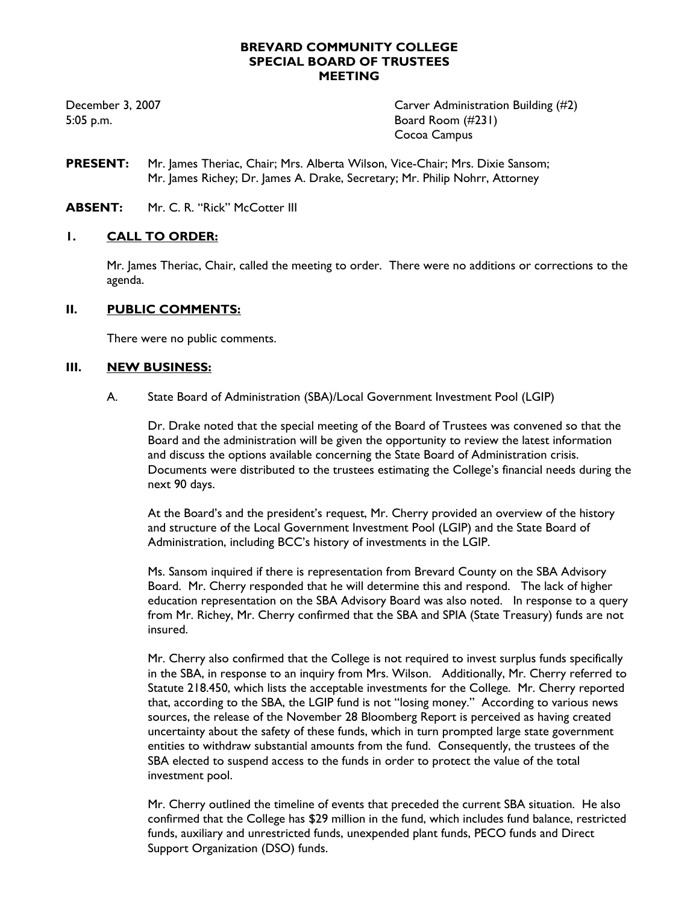# BREVARD COMMUNITY COLLEGE
## SPECIAL BOARD OF TRUSTEES MEETING

December 3, 2007
5:05 p.m.

Carver Administration Building (#2)
Board Room (#231)
Cocoa Campus

**PRESENT:** Mr. James Theriac, Chair; Mrs. Alberta Wilson, Vice-Chair; Mrs. Dixie Sansom; Mr. James Richey; Dr. James A. Drake, Secretary; Mr. Philip Nohrr, Attorney

**ABSENT:** Mr. C. R. "Rick" McCotter III

### I. CALL TO ORDER:

Mr. James Theriac, Chair, called the meeting to order. There were no additions or corrections to the agenda.

### II. PUBLIC COMMENTS:

There were no public comments.

### III. NEW BUSINESS:

A. State Board of Administration (SBA)/Local Government Investment Pool (LGIP)

Dr. Drake noted that the special meeting of the Board of Trustees was convened so that the Board and the administration will be given the opportunity to review the latest information and discuss the options available concerning the State Board of Administration crisis. Documents were distributed to the trustees estimating the College's financial needs during the next 90 days.

At the Board's and the president's request, Mr. Cherry provided an overview of the history and structure of the Local Government Investment Pool (LGIP) and the State Board of Administration, including BCC's history of investments in the LGIP.

Ms. Sansom inquired if there is representation from Brevard County on the SBA Advisory Board. Mr. Cherry responded that he will determine this and respond. The lack of higher education representation on the SBA Advisory Board was also noted. In response to a query from Mr. Richey, Mr. Cherry confirmed that the SBA and SPIA (State Treasury) funds are not insured.

Mr. Cherry also confirmed that the College is not required to invest surplus funds specifically in the SBA, in response to an inquiry from Mrs. Wilson. Additionally, Mr. Cherry referred to Statute 218.450, which lists the acceptable investments for the College. Mr. Cherry reported that, according to the SBA, the LGIP fund is not "losing money." According to various news sources, the release of the November 28 Bloomberg Report is perceived as having created uncertainty about the safety of these funds, which in turn prompted large state government entities to withdraw substantial amounts from the fund. Consequently, the trustees of the SBA elected to suspend access to the funds in order to protect the value of the total investment pool.

Mr. Cherry outlined the timeline of events that preceded the current SBA situation. He also confirmed that the College has $29 million in the fund, which includes fund balance, restricted funds, auxiliary and unrestricted funds, unexpended plant funds, PECO funds and Direct Support Organization (DSO) funds.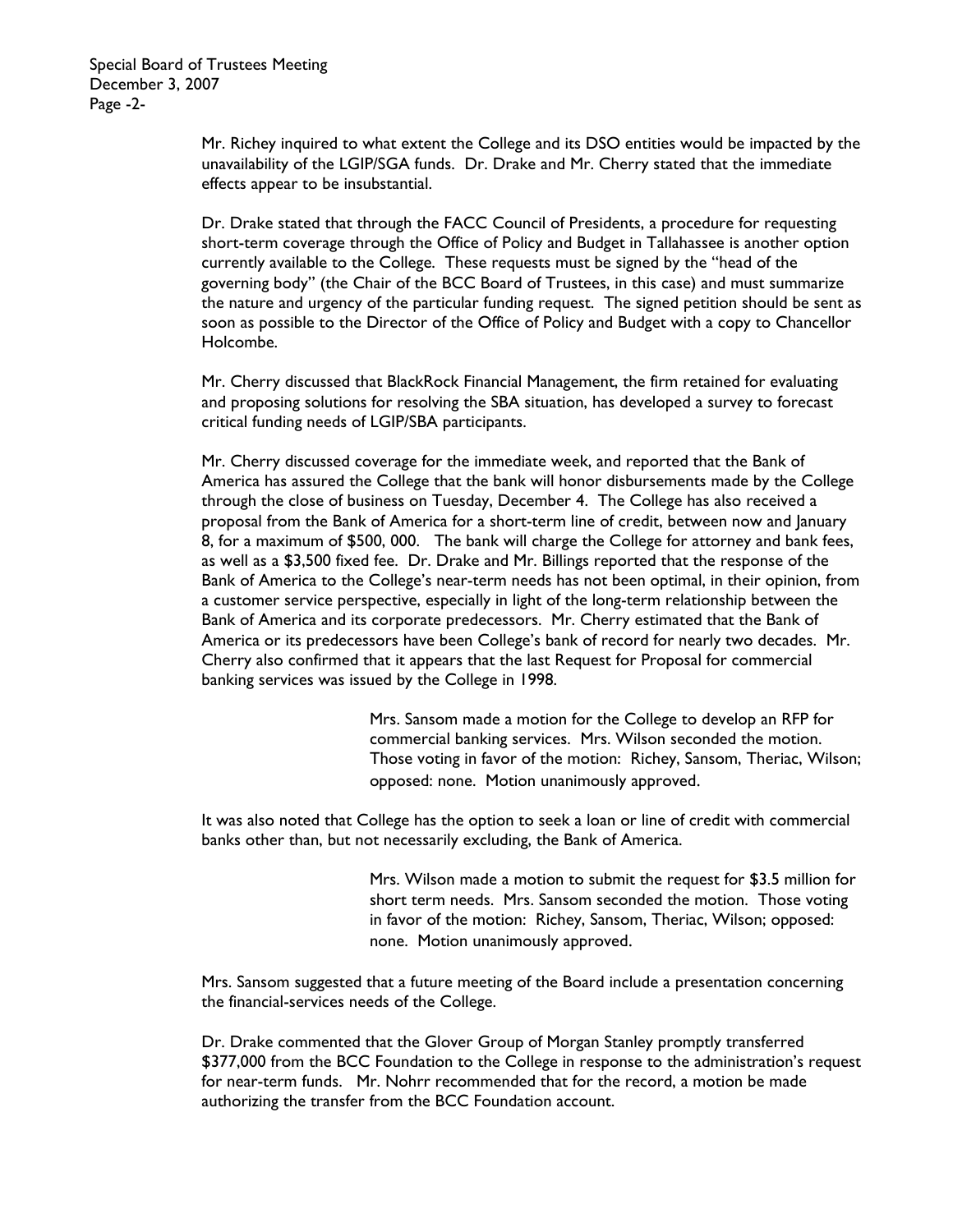Mr. Richey inquired to what extent the College and its DSO entities would be impacted by the unavailability of the LGIP/SGA funds. Dr. Drake and Mr. Cherry stated that the immediate effects appear to be insubstantial.

Dr. Drake stated that through the FACC Council of Presidents, a procedure for requesting short-term coverage through the Office of Policy and Budget in Tallahassee is another option currently available to the College. These requests must be signed by the "head of the governing body" (the Chair of the BCC Board of Trustees, in this case) and must summarize the nature and urgency of the particular funding request. The signed petition should be sent as soon as possible to the Director of the Office of Policy and Budget with a copy to Chancellor Holcombe.

Mr. Cherry discussed that BlackRock Financial Management, the firm retained for evaluating and proposing solutions for resolving the SBA situation, has developed a survey to forecast critical funding needs of LGIP/SBA participants.

Mr. Cherry discussed coverage for the immediate week, and reported that the Bank of America has assured the College that the bank will honor disbursements made by the College through the close of business on Tuesday, December 4. The College has also received a proposal from the Bank of America for a short-term line of credit, between now and January 8, for a maximum of $500, 000. The bank will charge the College for attorney and bank fees, as well as a $3,500 fixed fee. Dr. Drake and Mr. Billings reported that the response of the Bank of America to the College's near-term needs has not been optimal, in their opinion, from a customer service perspective, especially in light of the long-term relationship between the Bank of America and its corporate predecessors. Mr. Cherry estimated that the Bank of America or its predecessors have been College's bank of record for nearly two decades. Mr. Cherry also confirmed that it appears that the last Request for Proposal for commercial banking services was issued by the College in 1998.

> Mrs. Sansom made a motion for the College to develop an RFP for commercial banking services. Mrs. Wilson seconded the motion. Those voting in favor of the motion: Richey, Sansom, Theriac, Wilson; opposed: none. Motion unanimously approved.

It was also noted that College has the option to seek a loan or line of credit with commercial banks other than, but not necessarily excluding, the Bank of America.

> Mrs. Wilson made a motion to submit the request for $3.5 million for short term needs. Mrs. Sansom seconded the motion. Those voting in favor of the motion: Richey, Sansom, Theriac, Wilson; opposed: none. Motion unanimously approved.

Mrs. Sansom suggested that a future meeting of the Board include a presentation concerning the financial-services needs of the College.

Dr. Drake commented that the Glover Group of Morgan Stanley promptly transferred $377,000 from the BCC Foundation to the College in response to the administration's request for near-term funds. Mr. Nohrr recommended that for the record, a motion be made authorizing the transfer from the BCC Foundation account.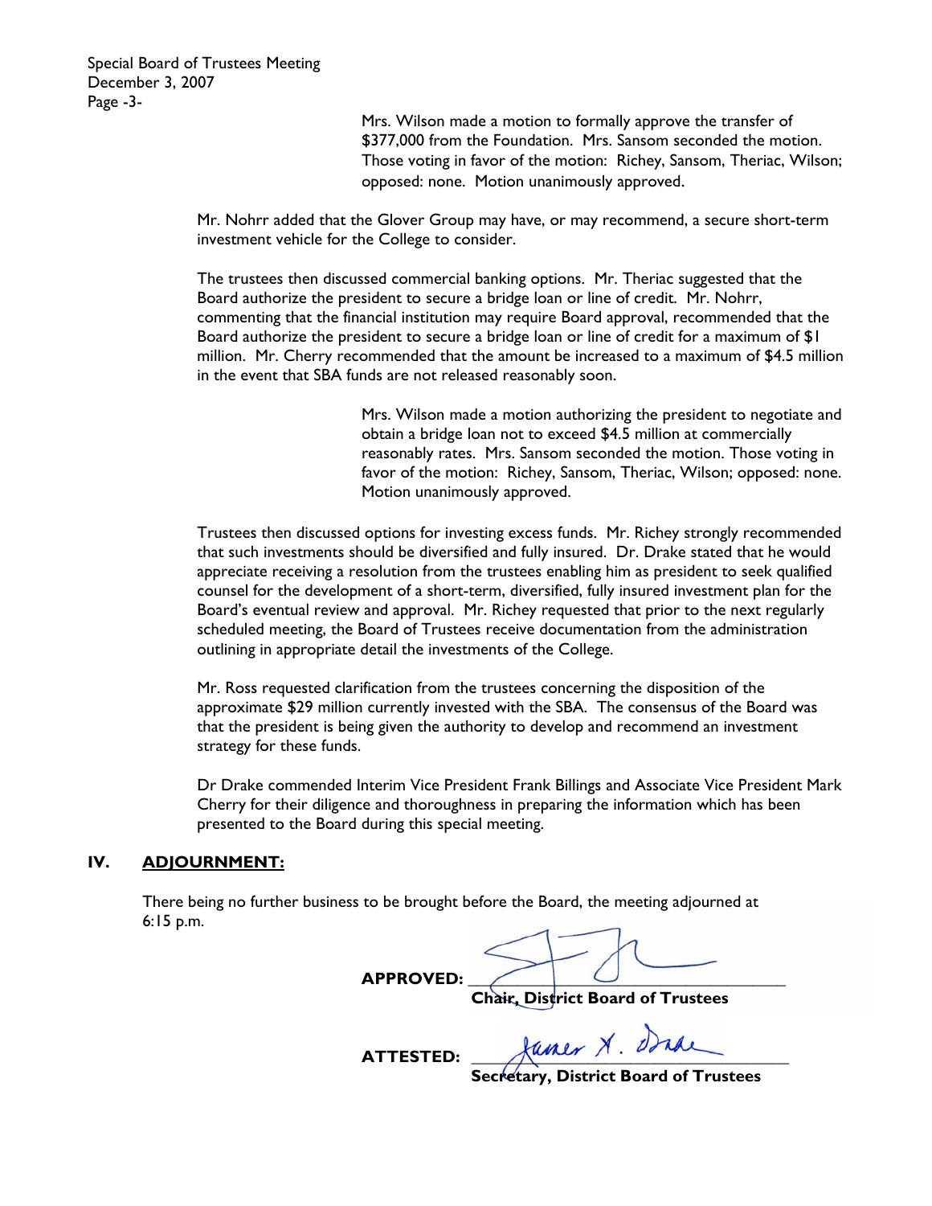Mrs. Wilson made a motion to formally approve the transfer of $377,000 from the Foundation. Mrs. Sansom seconded the motion. Those voting in favor of the motion: Richey, Sansom, Theriac, Wilson; opposed: none. Motion unanimously approved.

Mr. Nohrr added that the Glover Group may have, or may recommend, a secure short-term investment vehicle for the College to consider.

The trustees then discussed commercial banking options. Mr. Theriac suggested that the Board authorize the president to secure a bridge loan or line of credit. Mr. Nohrr, commenting that the financial institution may require Board approval, recommended that the Board authorize the president to secure a bridge loan or line of credit for a maximum of $1 million. Mr. Cherry recommended that the amount be increased to a maximum of $4.5 million in the event that SBA funds are not released reasonably soon.

Mrs. Wilson made a motion authorizing the president to negotiate and obtain a bridge loan not to exceed $4.5 million at commercially reasonably rates. Mrs. Sansom seconded the motion. Those voting in favor of the motion: Richey, Sansom, Theriac, Wilson; opposed: none. Motion unanimously approved.

Trustees then discussed options for investing excess funds. Mr. Richey strongly recommended that such investments should be diversified and fully insured. Dr. Drake stated that he would appreciate receiving a resolution from the trustees enabling him as president to seek qualified counsel for the development of a short-term, diversified, fully insured investment plan for the Board's eventual review and approval. Mr. Richey requested that prior to the next regularly scheduled meeting, the Board of Trustees receive documentation from the administration outlining in appropriate detail the investments of the College.

Mr. Ross requested clarification from the trustees concerning the disposition of the approximate $29 million currently invested with the SBA. The consensus of the Board was that the president is being given the authority to develop and recommend an investment strategy for these funds.

Dr Drake commended Interim Vice President Frank Billings and Associate Vice President Mark Cherry for their diligence and thoroughness in preparing the information which has been presented to the Board during this special meeting.

## IV. ADJOURNMENT:

There being no further business to be brought before the Board, the meeting adjourned at 6:15 p.m.

**APPROVED:** ______________________________
**Chair, District Board of Trustees**

**ATTESTED:** James R. Drake
**Secretary, District Board of Trustees**